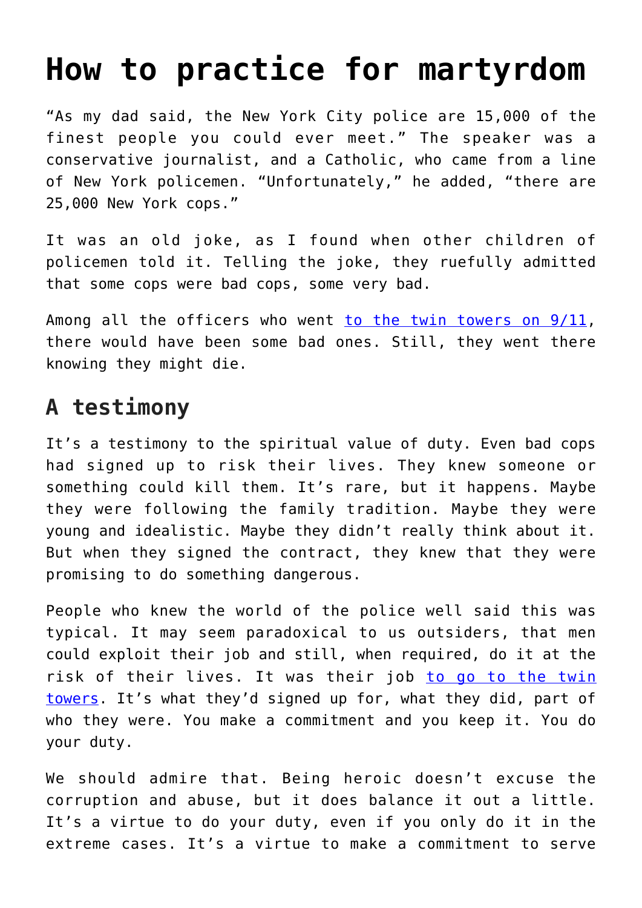# How to practice for martyrdom

“As my dad said, the New York City police are 15,000 of the finest people you could ever meet.” The speaker was a conservative journalist, and a Catholic, who came from a line of New York policemen. “Unfortunately,” he added, “there are 25,000 New York cops.”

It was an old joke, as I found when other children of policemen told it. Telling the joke, they ruefully admitted that some cops were bad cops, some very bad.

Among all the officers who went [to the twin towers on 9/11](), there would have been some bad ones. Still, they went there knowing they might die.

## A testimony

It’s a testimony to the spiritual value of duty. Even bad cops had signed up to risk their lives. They knew someone or something could kill them. It’s rare, but it happens. Maybe they were following the family tradition. Maybe they were young and idealistic. Maybe they didn’t really think about it. But when they signed the contract, they knew that they were promising to do something dangerous.

People who knew the world of the police well said this was typical. It may seem paradoxical to us outsiders, that men could exploit their job and still, when required, do it at the risk of their lives. It was their job [to go to the twin towers](). It’s what they’d signed up for, what they did, part of who they were. You make a commitment and you keep it. You do your duty.

We should admire that. Being heroic doesn’t excuse the corruption and abuse, but it does balance it out a little. It’s a virtue to do your duty, even if you only do it in the extreme cases. It’s a virtue to make a commitment to serve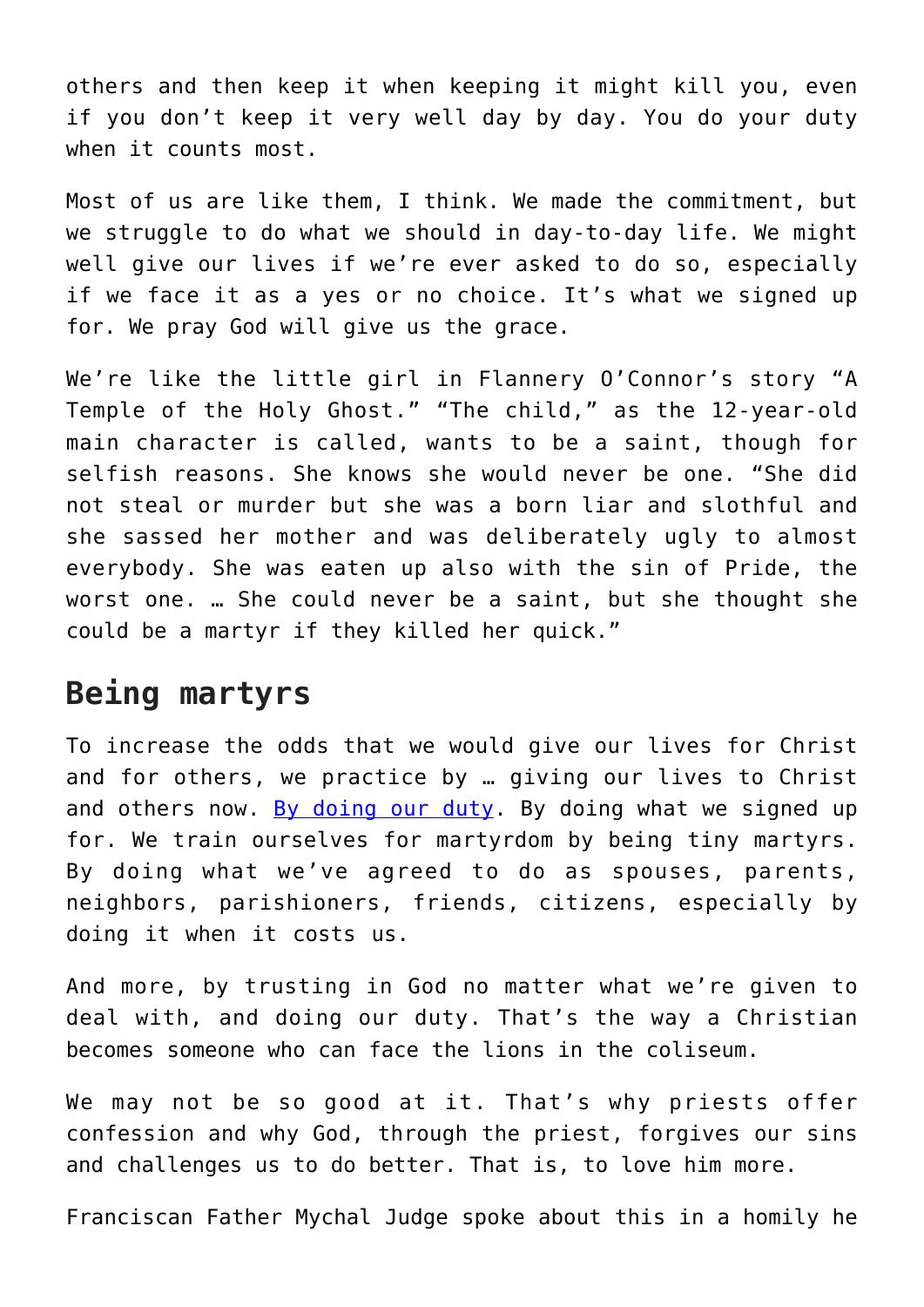others and then keep it when keeping it might kill you, even if you don't keep it very well day by day. You do your duty when it counts most.

Most of us are like them, I think. We made the commitment, but we struggle to do what we should in day-to-day life. We might well give our lives if we're ever asked to do so, especially if we face it as a yes or no choice. It's what we signed up for. We pray God will give us the grace.

We're like the little girl in Flannery O'Connor's story "A Temple of the Holy Ghost." "The child," as the 12-year-old main character is called, wants to be a saint, though for selfish reasons. She knows she would never be one. "She did not steal or murder but she was a born liar and slothful and she sassed her mother and was deliberately ugly to almost everybody. She was eaten up also with the sin of Pride, the worst one. … She could never be a saint, but she thought she could be a martyr if they killed her quick."

## Being martyrs

To increase the odds that we would give our lives for Christ and for others, we practice by … giving our lives to Christ and others now. By doing our duty. By doing what we signed up for. We train ourselves for martyrdom by being tiny martyrs. By doing what we've agreed to do as spouses, parents, neighbors, parishioners, friends, citizens, especially by doing it when it costs us.

And more, by trusting in God no matter what we're given to deal with, and doing our duty. That's the way a Christian becomes someone who can face the lions in the coliseum.

We may not be so good at it. That's why priests offer confession and why God, through the priest, forgives our sins and challenges us to do better. That is, to love him more.

Franciscan Father Mychal Judge spoke about this in a homily he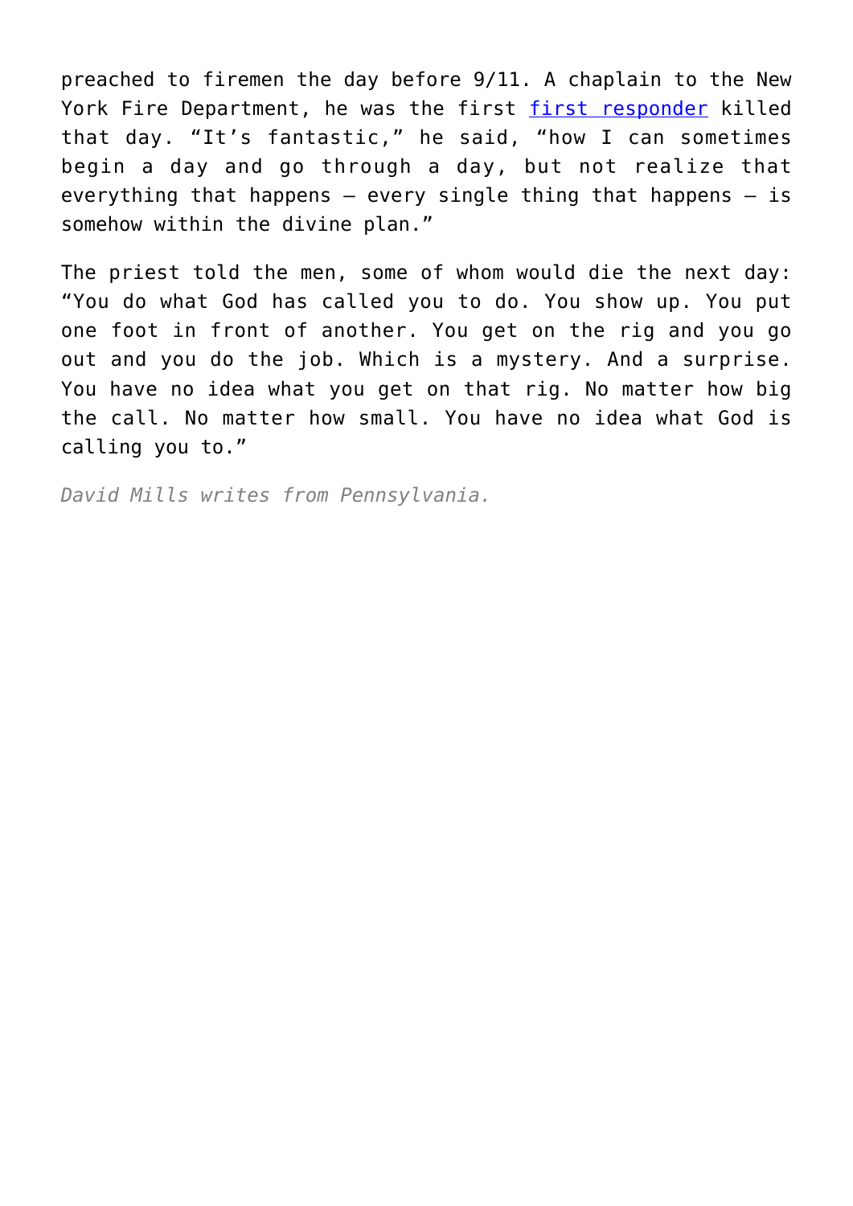preached to firemen the day before 9/11. A chaplain to the New York Fire Department, he was the first first responder killed that day. "It's fantastic," he said, "how I can sometimes begin a day and go through a day, but not realize that everything that happens — every single thing that happens — is somehow within the divine plan."

The priest told the men, some of whom would die the next day: "You do what God has called you to do. You show up. You put one foot in front of another. You get on the rig and you go out and you do the job. Which is a mystery. And a surprise. You have no idea what you get on that rig. No matter how big the call. No matter how small. You have no idea what God is calling you to."

*David Mills writes from Pennsylvania.*